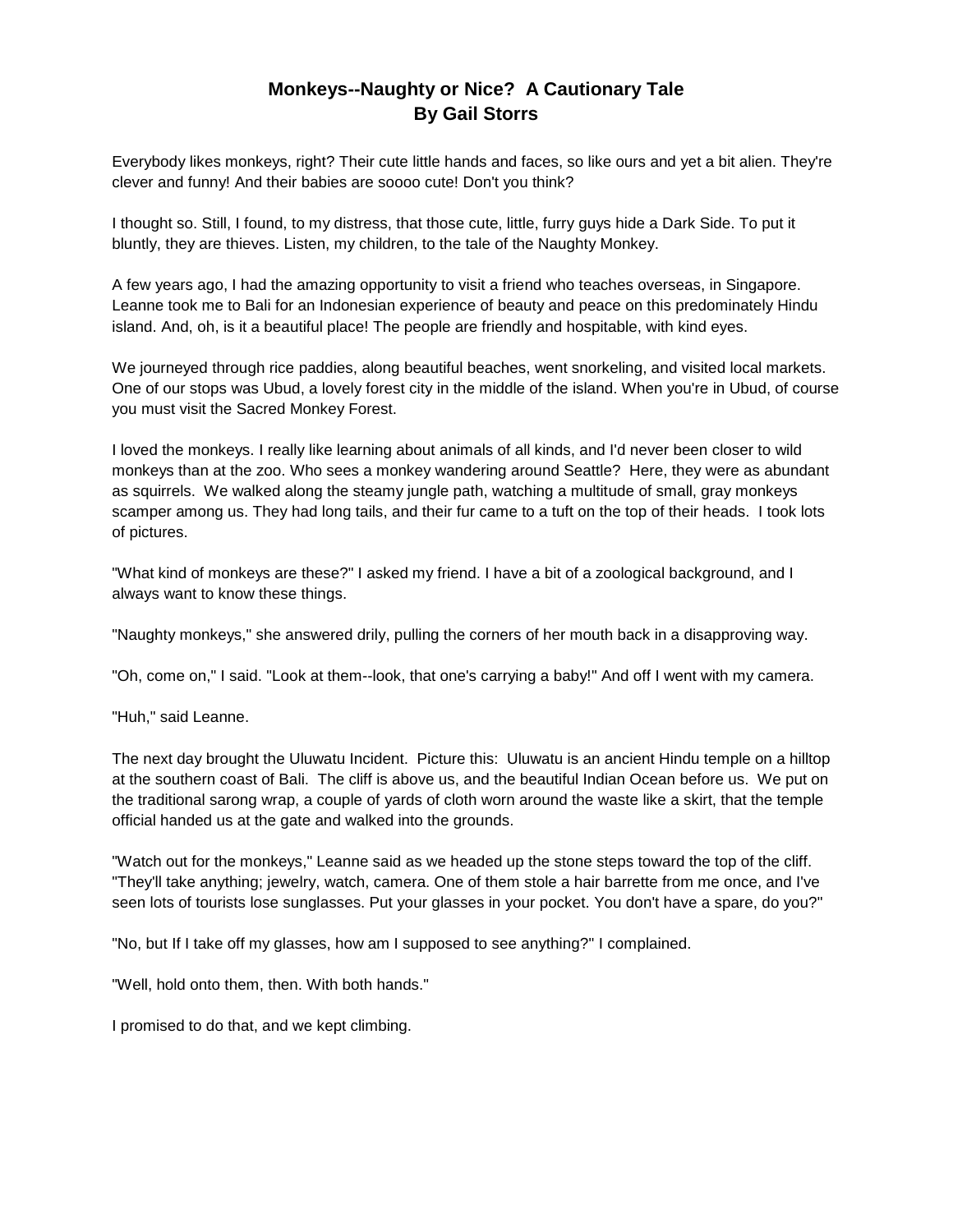# Monkeys--Naughty or Nice? A Cautionary Tale
## By Gail Storrs

Everybody likes monkeys, right? Their cute little hands and faces, so like ours and yet a bit alien. They're clever and funny! And their babies are soooo cute! Don't you think?

I thought so. Still, I found, to my distress, that those cute, little, furry guys hide a Dark Side. To put it bluntly, they are thieves. Listen, my children, to the tale of the Naughty Monkey.

A few years ago, I had the amazing opportunity to visit a friend who teaches overseas, in Singapore. Leanne took me to Bali for an Indonesian experience of beauty and peace on this predominately Hindu island. And, oh, is it a beautiful place! The people are friendly and hospitable, with kind eyes.

We journeyed through rice paddies, along beautiful beaches, went snorkeling, and visited local markets. One of our stops was Ubud, a lovely forest city in the middle of the island. When you're in Ubud, of course you must visit the Sacred Monkey Forest.

I loved the monkeys. I really like learning about animals of all kinds, and I'd never been closer to wild monkeys than at the zoo. Who sees a monkey wandering around Seattle? Here, they were as abundant as squirrels. We walked along the steamy jungle path, watching a multitude of small, gray monkeys scamper among us. They had long tails, and their fur came to a tuft on the top of their heads. I took lots of pictures.

"What kind of monkeys are these?" I asked my friend. I have a bit of a zoological background, and I always want to know these things.

"Naughty monkeys," she answered drily, pulling the corners of her mouth back in a disapproving way.

"Oh, come on," I said. "Look at them--look, that one's carrying a baby!" And off I went with my camera.

"Huh," said Leanne.

The next day brought the Uluwatu Incident. Picture this: Uluwatu is an ancient Hindu temple on a hilltop at the southern coast of Bali. The cliff is above us, and the beautiful Indian Ocean before us. We put on the traditional sarong wrap, a couple of yards of cloth worn around the waste like a skirt, that the temple official handed us at the gate and walked into the grounds.

"Watch out for the monkeys," Leanne said as we headed up the stone steps toward the top of the cliff. "They'll take anything; jewelry, watch, camera. One of them stole a hair barrette from me once, and I've seen lots of tourists lose sunglasses. Put your glasses in your pocket. You don't have a spare, do you?"

"No, but If I take off my glasses, how am I supposed to see anything?" I complained.

"Well, hold onto them, then. With both hands."

I promised to do that, and we kept climbing.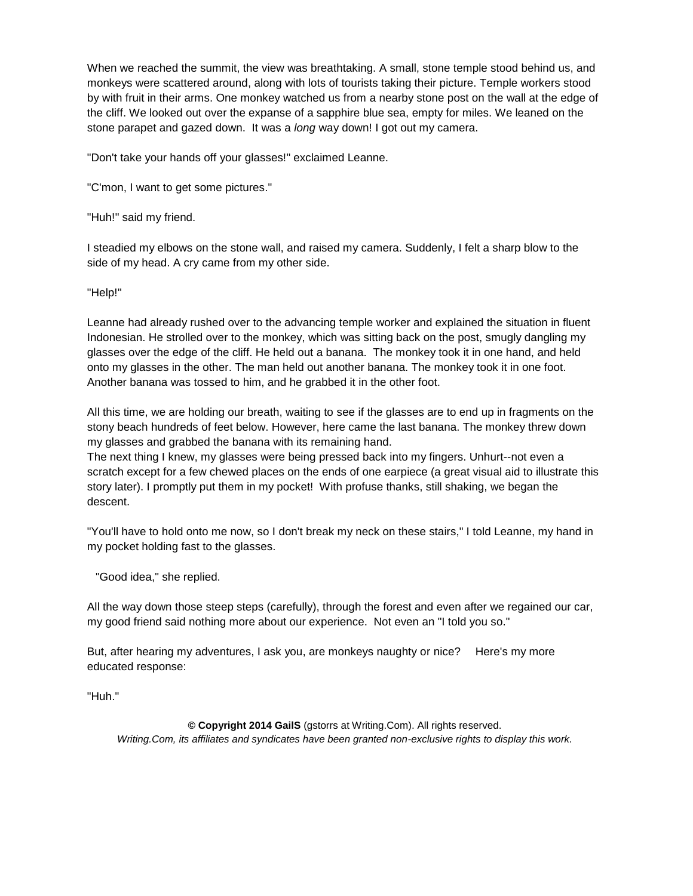When we reached the summit, the view was breathtaking. A small, stone temple stood behind us, and monkeys were scattered around, along with lots of tourists taking their picture. Temple workers stood by with fruit in their arms. One monkey watched us from a nearby stone post on the wall at the edge of the cliff. We looked out over the expanse of a sapphire blue sea, empty for miles. We leaned on the stone parapet and gazed down. It was a *long* way down! I got out my camera.

"Don't take your hands off your glasses!" exclaimed Leanne.

"C'mon, I want to get some pictures."

"Huh!" said my friend.

I steadied my elbows on the stone wall, and raised my camera. Suddenly, I felt a sharp blow to the side of my head. A cry came from my other side.

"Help!"

Leanne had already rushed over to the advancing temple worker and explained the situation in fluent Indonesian. He strolled over to the monkey, which was sitting back on the post, smugly dangling my glasses over the edge of the cliff. He held out a banana. The monkey took it in one hand, and held onto my glasses in the other. The man held out another banana. The monkey took it in one foot. Another banana was tossed to him, and he grabbed it in the other foot.

All this time, we are holding our breath, waiting to see if the glasses are to end up in fragments on the stony beach hundreds of feet below. However, here came the last banana. The monkey threw down my glasses and grabbed the banana with its remaining hand.
The next thing I knew, my glasses were being pressed back into my fingers. Unhurt--not even a scratch except for a few chewed places on the ends of one earpiece (a great visual aid to illustrate this story later). I promptly put them in my pocket! With profuse thanks, still shaking, we began the descent.

"You'll have to hold onto me now, so I don't break my neck on these stairs," I told Leanne, my hand in my pocket holding fast to the glasses.

"Good idea," she replied.

All the way down those steep steps (carefully), through the forest and even after we regained our car, my good friend said nothing more about our experience. Not even an "I told you so."

But, after hearing my adventures, I ask you, are monkeys naughty or nice? Here's my more educated response:

"Huh."

**© Copyright 2014 GailS** (gstorrs at Writing.Com). All rights reserved.
*Writing.Com, its affiliates and syndicates have been granted non-exclusive rights to display this work.*